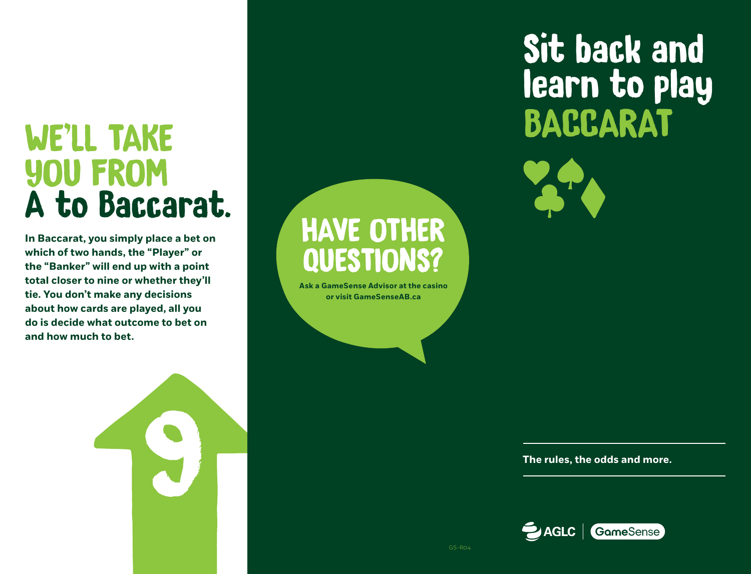# WE'LL TAKE YOU FROM A to Baccarat.

**In Baccarat, you simply place a bet on which of two hands, the "Player" or the "Banker" will end up with a point total closer to nine or whether they'll tie. You don't make any decisions about how cards are played, all you do is decide what outcome to bet on and how much to bet.**

9

## HAVE OTHER QUESTIONS?

**Ask a GameSense Advisor at the casino or visit GameSenseAB.ca**

GS-R04

# Sit back and learn to play BACCARAT

**The rules, the odds and more.**

AGLC | GameSense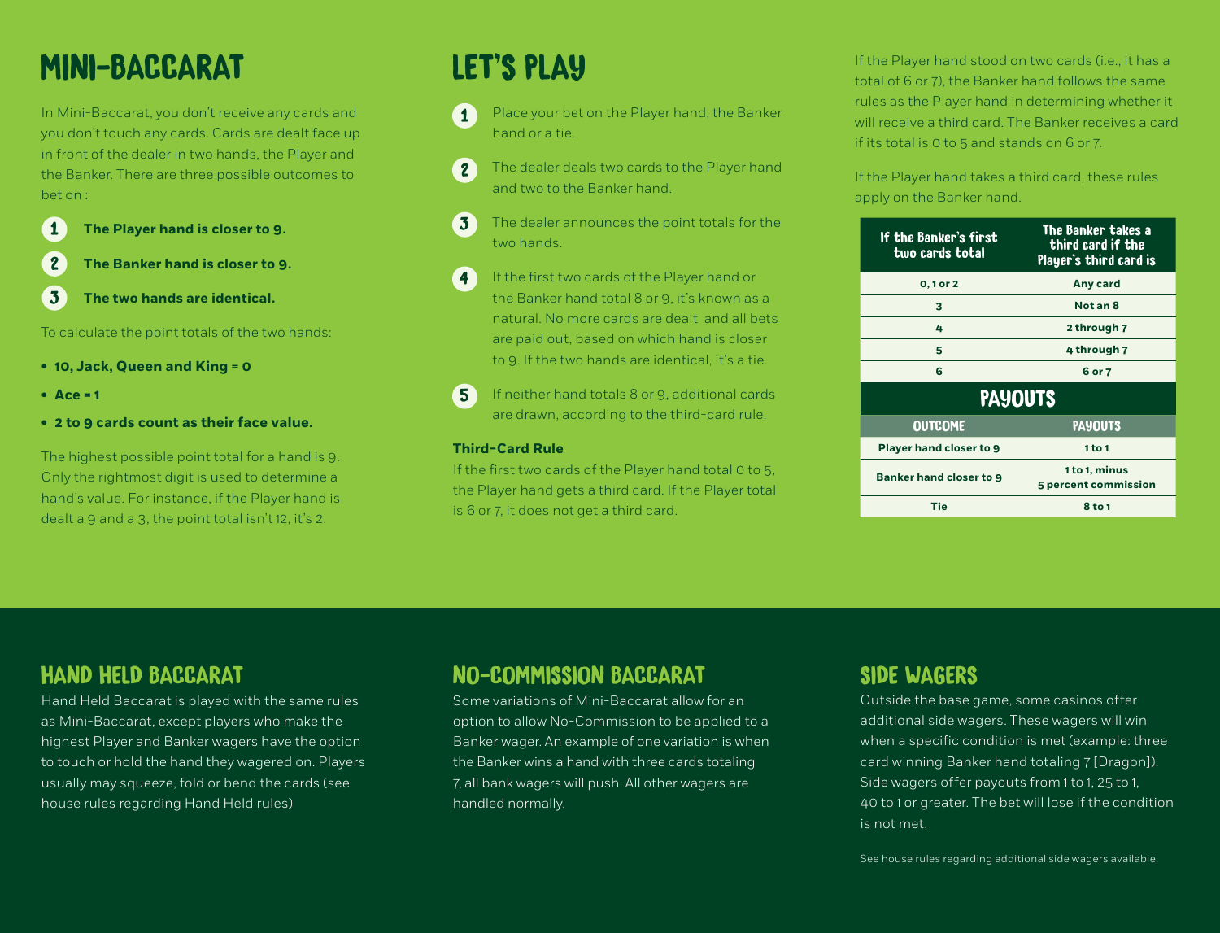# MINI-BACCARAT

In Mini-Baccarat, you don't receive any cards and you don't touch any cards. Cards are dealt face up in front of the dealer in two hands, the Player and the Banker. There are three possible outcomes to bet on :

1. **The Player hand is closer to 9.**
2. **The Banker hand is closer to 9.**
3. **The two hands are identical.**

To calculate the point totals of the two hands:

- **10, Jack, Queen and King = 0**
- **Ace = 1**
- **2 to 9 cards count as their face value.**

The highest possible point total for a hand is 9. Only the rightmost digit is used to determine a hand's value. For instance, if the Player hand is dealt a 9 and a 3, the point total isn't 12, it's 2.

# LET'S PLAY

1. Place your bet on the Player hand, the Banker hand or a tie.
2. The dealer deals two cards to the Player hand and two to the Banker hand.
3. The dealer announces the point totals for the two hands.
4. If the first two cards of the Player hand or the Banker hand total 8 or 9, it's known as a natural. No more cards are dealt and all bets are paid out, based on which hand is closer to 9. If the two hands are identical, it's a tie.
5. If neither hand totals 8 or 9, additional cards are drawn, according to the third-card rule.

**Third-Card Rule**

If the first two cards of the Player hand total 0 to 5, the Player hand gets a third card. If the Player total is 6 or 7, it does not get a third card.

If the Player hand stood on two cards (i.e., it has a total of 6 or 7), the Banker hand follows the same rules as the Player hand in determining whether it will receive a third card. The Banker receives a card if its total is 0 to 5 and stands on 6 or 7.

If the Player hand takes a third card, these rules apply on the Banker hand.

| If the Banker's first two cards total | The Banker takes a third card if the Player's third card is |
|---|---|
| **0, 1 or 2** | **Any card** |
| **3** | **Not an 8** |
| **4** | **2 through 7** |
| **5** | **4 through 7** |
| **6** | **6 or 7** |

## PAYOUTS

| OUTCOME | PAYOUTS |
|---|---|
| **Player hand closer to 9** | **1 to 1** |
| **Banker hand closer to 9** | **1 to 1, minus 5 percent commission** |
| **Tie** | **8 to 1** |

## HAND HELD BACCARAT

Hand Held Baccarat is played with the same rules as Mini-Baccarat, except players who make the highest Player and Banker wagers have the option to touch or hold the hand they wagered on. Players usually may squeeze, fold or bend the cards (see house rules regarding Hand Held rules)

## NO-COMMISSION BACCARAT

Some variations of Mini-Baccarat allow for an option to allow No-Commission to be applied to a Banker wager. An example of one variation is when the Banker wins a hand with three cards totaling 7, all bank wagers will push. All other wagers are handled normally.

## SIDE WAGERS

Outside the base game, some casinos offer additional side wagers. These wagers will win when a specific condition is met (example: three card winning Banker hand totaling 7 [Dragon]). Side wagers offer payouts from 1 to 1, 25 to 1, 40 to 1 or greater. The bet will lose if the condition is not met.

See house rules regarding additional side wagers available.